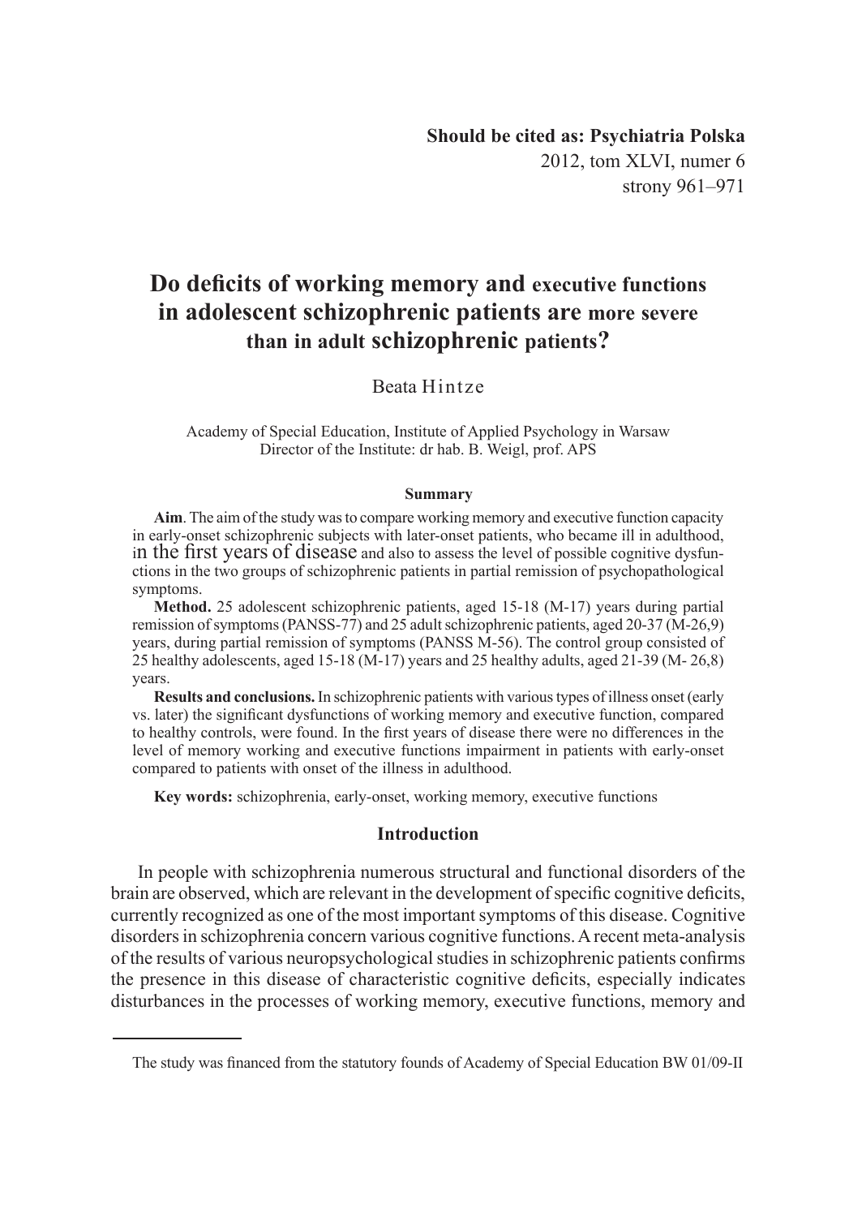**Should be cited as: Psychiatria Polska**
2012, tom XLVI, numer 6
strony 961–971

# Do deficits of working memory and executive functions in adolescent schizophrenic patients are more severe than in adult schizophrenic patients?

Beata Hintze

Academy of Special Education, Institute of Applied Psychology in Warsaw
Director of the Institute: dr hab. B. Weigl, prof. APS

**Summary**

**Aim**. The aim of the study was to compare working memory and executive function capacity in early-onset schizophrenic subjects with later-onset patients, who became ill in adulthood, in the first years of disease and also to assess the level of possible cognitive dysfunctions in the two groups of schizophrenic patients in partial remission of psychopathological symptoms.

**Method.** 25 adolescent schizophrenic patients, aged 15-18 (M-17) years during partial remission of symptoms (PANSS-77) and 25 adult schizophrenic patients, aged 20-37 (M-26,9) years, during partial remission of symptoms (PANSS M-56). The control group consisted of 25 healthy adolescents, aged 15-18 (M-17) years and 25 healthy adults, aged 21-39 (M- 26,8) years.

**Results and conclusions.** In schizophrenic patients with various types of illness onset (early vs. later) the significant dysfunctions of working memory and executive function, compared to healthy controls, were found. In the first years of disease there were no differences in the level of memory working and executive functions impairment in patients with early-onset compared to patients with onset of the illness in adulthood.

**Key words:** schizophrenia, early-onset, working memory, executive functions

## Introduction

In people with schizophrenia numerous structural and functional disorders of the brain are observed, which are relevant in the development of specific cognitive deficits, currently recognized as one of the most important symptoms of this disease. Cognitive disorders in schizophrenia concern various cognitive functions. A recent meta-analysis of the results of various neuropsychological studies in schizophrenic patients confirms the presence in this disease of characteristic cognitive deficits, especially indicates disturbances in the processes of working memory, executive functions, memory and

---

The study was financed from the statutory founds of Academy of Special Education BW 01/09-II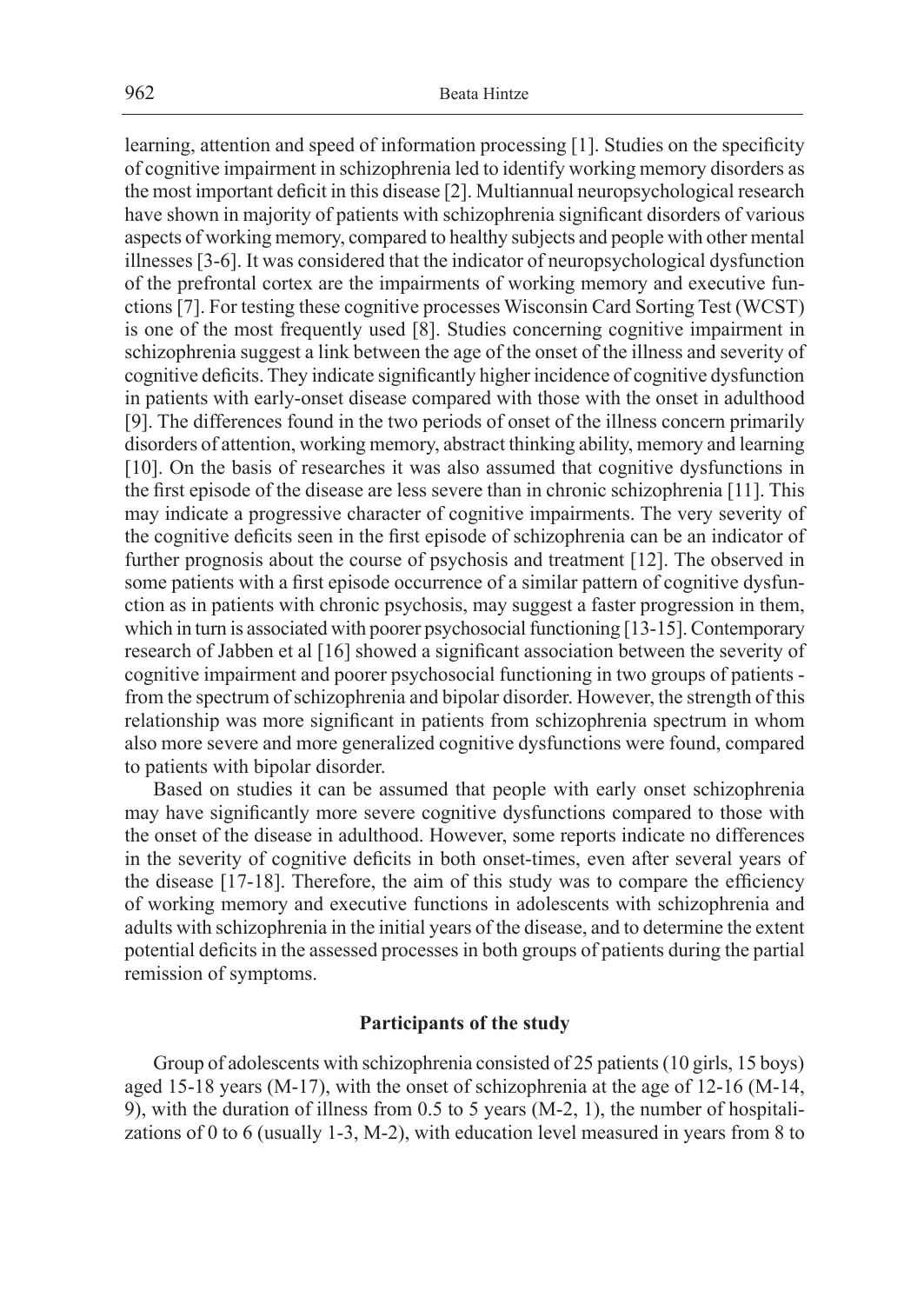learning, attention and speed of information processing [1]. Studies on the specificity of cognitive impairment in schizophrenia led to identify working memory disorders as the most important deficit in this disease [2]. Multiannual neuropsychological research have shown in majority of patients with schizophrenia significant disorders of various aspects of working memory, compared to healthy subjects and people with other mental illnesses [3-6]. It was considered that the indicator of neuropsychological dysfunction of the prefrontal cortex are the impairments of working memory and executive functions [7]. For testing these cognitive processes Wisconsin Card Sorting Test (WCST) is one of the most frequently used [8]. Studies concerning cognitive impairment in schizophrenia suggest a link between the age of the onset of the illness and severity of cognitive deficits. They indicate significantly higher incidence of cognitive dysfunction in patients with early-onset disease compared with those with the onset in adulthood [9]. The differences found in the two periods of onset of the illness concern primarily disorders of attention, working memory, abstract thinking ability, memory and learning [10]. On the basis of researches it was also assumed that cognitive dysfunctions in the first episode of the disease are less severe than in chronic schizophrenia [11]. This may indicate a progressive character of cognitive impairments. The very severity of the cognitive deficits seen in the first episode of schizophrenia can be an indicator of further prognosis about the course of psychosis and treatment [12]. The observed in some patients with a first episode occurrence of a similar pattern of cognitive dysfunction as in patients with chronic psychosis, may suggest a faster progression in them, which in turn is associated with poorer psychosocial functioning [13-15]. Contemporary research of Jabben et al [16] showed a significant association between the severity of cognitive impairment and poorer psychosocial functioning in two groups of patients - from the spectrum of schizophrenia and bipolar disorder. However, the strength of this relationship was more significant in patients from schizophrenia spectrum in whom also more severe and more generalized cognitive dysfunctions were found, compared to patients with bipolar disorder.

Based on studies it can be assumed that people with early onset schizophrenia may have significantly more severe cognitive dysfunctions compared to those with the onset of the disease in adulthood. However, some reports indicate no differences in the severity of cognitive deficits in both onset-times, even after several years of the disease [17-18]. Therefore, the aim of this study was to compare the efficiency of working memory and executive functions in adolescents with schizophrenia and adults with schizophrenia in the initial years of the disease, and to determine the extent potential deficits in the assessed processes in both groups of patients during the partial remission of symptoms.

## Participants of the study

Group of adolescents with schizophrenia consisted of 25 patients (10 girls, 15 boys) aged 15-18 years (M-17), with the onset of schizophrenia at the age of 12-16 (M-14, 9), with the duration of illness from 0.5 to 5 years (M-2, 1), the number of hospitalizations of 0 to 6 (usually 1-3, M-2), with education level measured in years from 8 to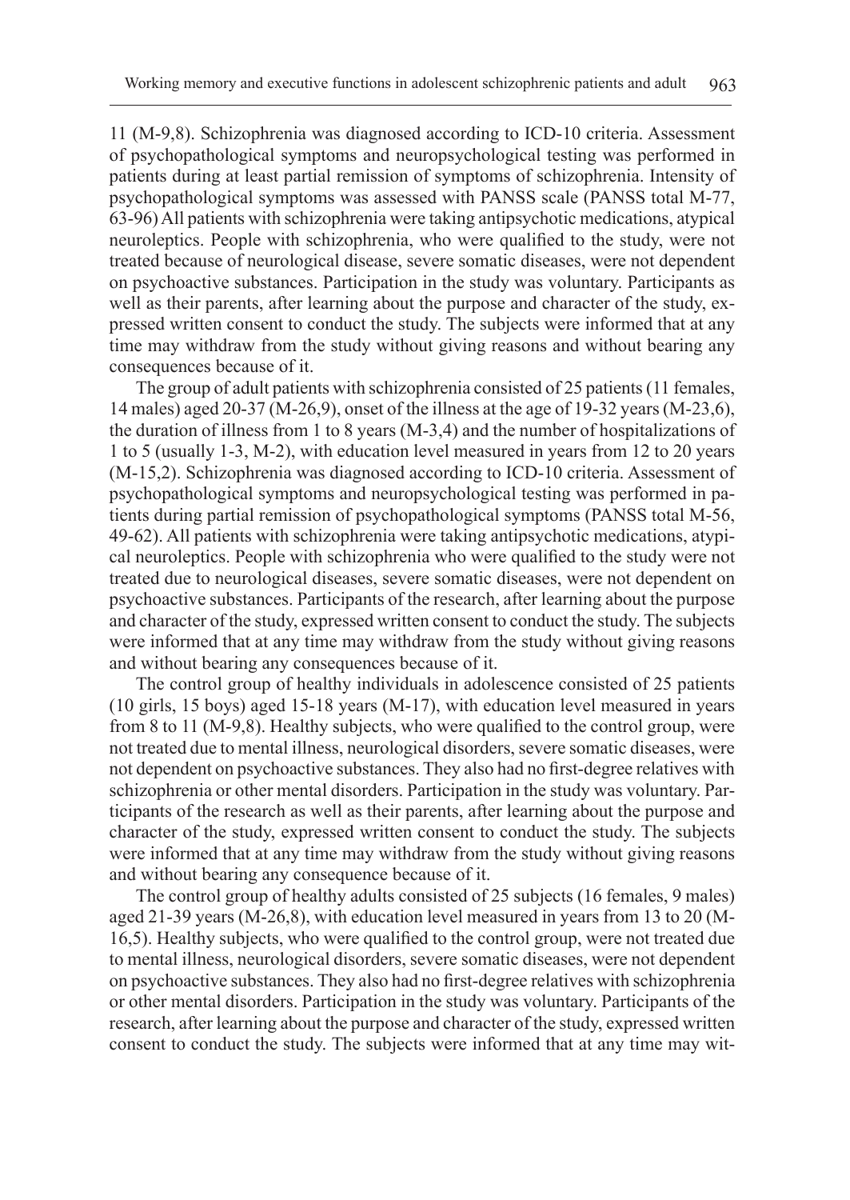11 (M-9,8). Schizophrenia was diagnosed according to ICD-10 criteria. Assessment of psychopathological symptoms and neuropsychological testing was performed in patients during at least partial remission of symptoms of schizophrenia. Intensity of psychopathological symptoms was assessed with PANSS scale (PANSS total M-77, 63-96) All patients with schizophrenia were taking antipsychotic medications, atypical neuroleptics. People with schizophrenia, who were qualified to the study, were not treated because of neurological disease, severe somatic diseases, were not dependent on psychoactive substances. Participation in the study was voluntary. Participants as well as their parents, after learning about the purpose and character of the study, expressed written consent to conduct the study. The subjects were informed that at any time may withdraw from the study without giving reasons and without bearing any consequences because of it.

The group of adult patients with schizophrenia consisted of 25 patients (11 females, 14 males) aged 20-37 (M-26,9), onset of the illness at the age of 19-32 years (M-23,6), the duration of illness from 1 to 8 years (M-3,4) and the number of hospitalizations of 1 to 5 (usually 1-3, M-2), with education level measured in years from 12 to 20 years (M-15,2). Schizophrenia was diagnosed according to ICD-10 criteria. Assessment of psychopathological symptoms and neuropsychological testing was performed in patients during partial remission of psychopathological symptoms (PANSS total M-56, 49-62). All patients with schizophrenia were taking antipsychotic medications, atypical neuroleptics. People with schizophrenia who were qualified to the study were not treated due to neurological diseases, severe somatic diseases, were not dependent on psychoactive substances. Participants of the research, after learning about the purpose and character of the study, expressed written consent to conduct the study. The subjects were informed that at any time may withdraw from the study without giving reasons and without bearing any consequences because of it.

The control group of healthy individuals in adolescence consisted of 25 patients (10 girls, 15 boys) aged 15-18 years (M-17), with education level measured in years from 8 to 11 (M-9,8). Healthy subjects, who were qualified to the control group, were not treated due to mental illness, neurological disorders, severe somatic diseases, were not dependent on psychoactive substances. They also had no first-degree relatives with schizophrenia or other mental disorders. Participation in the study was voluntary. Participants of the research as well as their parents, after learning about the purpose and character of the study, expressed written consent to conduct the study. The subjects were informed that at any time may withdraw from the study without giving reasons and without bearing any consequence because of it.

The control group of healthy adults consisted of 25 subjects (16 females, 9 males) aged 21-39 years (M-26,8), with education level measured in years from 13 to 20 (M-16,5). Healthy subjects, who were qualified to the control group, were not treated due to mental illness, neurological disorders, severe somatic diseases, were not dependent on psychoactive substances. They also had no first-degree relatives with schizophrenia or other mental disorders. Participation in the study was voluntary. Participants of the research, after learning about the purpose and character of the study, expressed written consent to conduct the study. The subjects were informed that at any time may wit-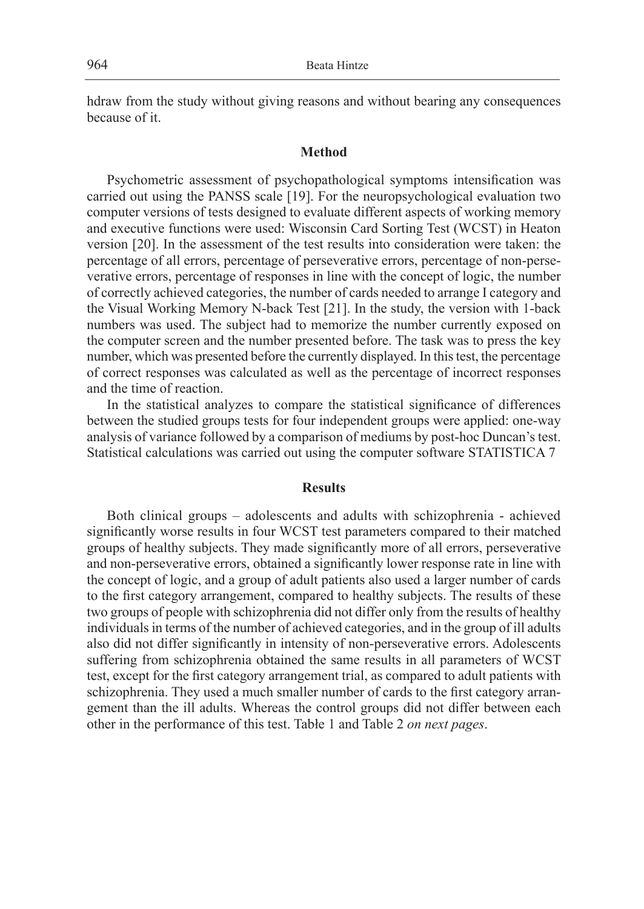hdraw from the study without giving reasons and without bearing any consequences because of it.

## Method

Psychometric assessment of psychopathological symptoms intensification was carried out using the PANSS scale [19]. For the neuropsychological evaluation two computer versions of tests designed to evaluate different aspects of working memory and executive functions were used: Wisconsin Card Sorting Test (WCST) in Heaton version [20]. In the assessment of the test results into consideration were taken: the percentage of all errors, percentage of perseverative errors, percentage of non-perseverative errors, percentage of responses in line with the concept of logic, the number of correctly achieved categories, the number of cards needed to arrange I category and the Visual Working Memory N-back Test [21]. In the study, the version with 1-back numbers was used. The subject had to memorize the number currently exposed on the computer screen and the number presented before. The task was to press the key number, which was presented before the currently displayed. In this test, the percentage of correct responses was calculated as well as the percentage of incorrect responses and the time of reaction.

In the statistical analyzes to compare the statistical significance of differences between the studied groups tests for four independent groups were applied: one-way analysis of variance followed by a comparison of mediums by post-hoc Duncan's test. Statistical calculations was carried out using the computer software STATISTICA 7

## Results

Both clinical groups – adolescents and adults with schizophrenia - achieved significantly worse results in four WCST test parameters compared to their matched groups of healthy subjects. They made significantly more of all errors, perseverative and non-perseverative errors, obtained a significantly lower response rate in line with the concept of logic, and a group of adult patients also used a larger number of cards to the first category arrangement, compared to healthy subjects. The results of these two groups of people with schizophrenia did not differ only from the results of healthy individuals in terms of the number of achieved categories, and in the group of ill adults also did not differ significantly in intensity of non-perseverative errors. Adolescents suffering from schizophrenia obtained the same results in all parameters of WCST test, except for the first category arrangement trial, as compared to adult patients with schizophrenia. They used a much smaller number of cards to the first category arrangement than the ill adults. Whereas the control groups did not differ between each other in the performance of this test. Tabłe 1 and Table 2 *on next pages*.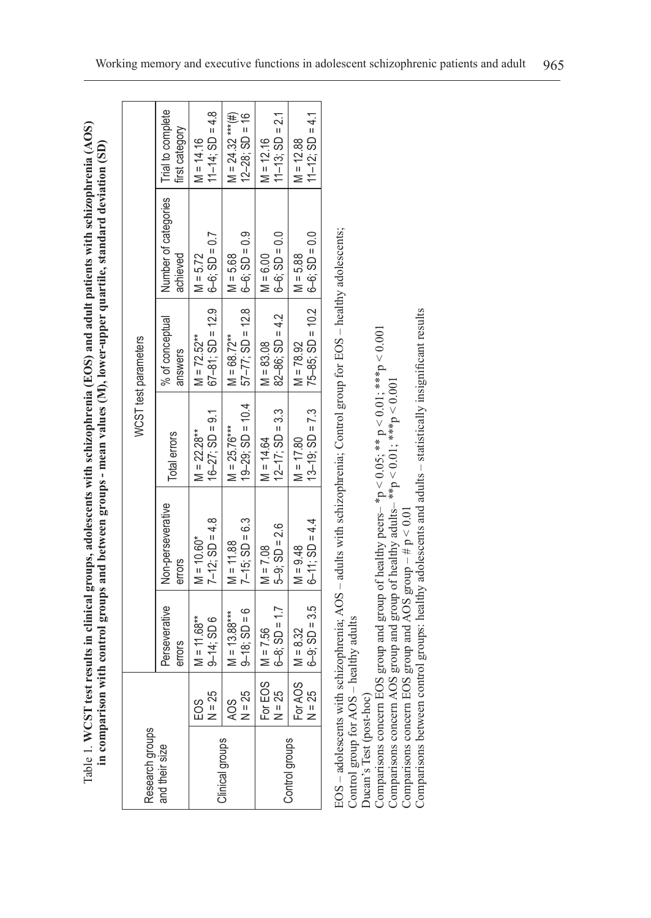Table 1. **WCST test results in clinical groups, adolescents with schizophrenia (EOS) and adult patients with schizophrenia (AOS) in comparison with control groups and between groups - mean values (M), lower-upper quartile, standard deviation (SD)**

| Research groups and their size | | WCST test parameters | | | | | |
|---|---|---|---|---|---|---|---|
| | | Perseverative errors | Non-perseverative errors | Total errors | % of conceptual answers | Number of categories achieved | Trial to complete first category |
| Clinical groups | EOS N = 25 | M = 11.68** 9–14; SD 6 | M = 10.60* 7–12; SD = 4.8 | M = 22.28** 16–27; SD = 9.1 | M = 72.52** 67–81; SD = 12.9 | M = 5.72 6–6; SD = 0.7 | M = 14.16 11–14; SD = 4.8 |
| | AOS N = 25 | M = 13.88*** 9–18; SD = 6 | M = 11.88 7–15; SD = 6.3 | M = 25.76*** 19–29; SD = 10.4 | M = 68.72** 57–77; SD = 12.8 | M = 5.68 6–6; SD = 0.9 | M = 24.32 ***(#) 12–28; SD = 16 |
| Control groups | For EOS N = 25 | M = 7.56 6–8; SD = 1.7 | M = 7.08 5–9; SD = 2.6 | M = 14.64 12–17; SD = 3.3 | M = 83.08 82–86; SD = 4.2 | M = 6.00 6–6; SD = 0.0 | M = 12.16 11–13; SD = 2.1 |
| | For AOS N = 25 | M = 8.32 6–9; SD = 3.5 | M = 9.48 6–11; SD = 4.4 | M = 17.80 13–19; SD = 7.3 | M = 78.92 75–85; SD = 10.2 | M = 5.88 6–6; SD = 0.0 | M = 12.88 11–12; SD = 4.1 |

EOS – adolescents with schizophrenia; AOS – adults with schizophrenia; Control group for EOS – healthy adolescents; Control group for AOS – healthy adults

Ducan's Test (post-hoc)

Comparisons concern EOS group and group of healthy peers– *$p < 0.05$; ** $p < 0.01$; ***$p < 0.001$

Comparisons concern AOS group and group of healthy adults– **$p < 0.01$; ***$p < 0.001$

Comparisons concern EOS group and AOS group – # $p < 0.01$

Comparisons between control groups: healthy adolescents and adults – statistically insignificant results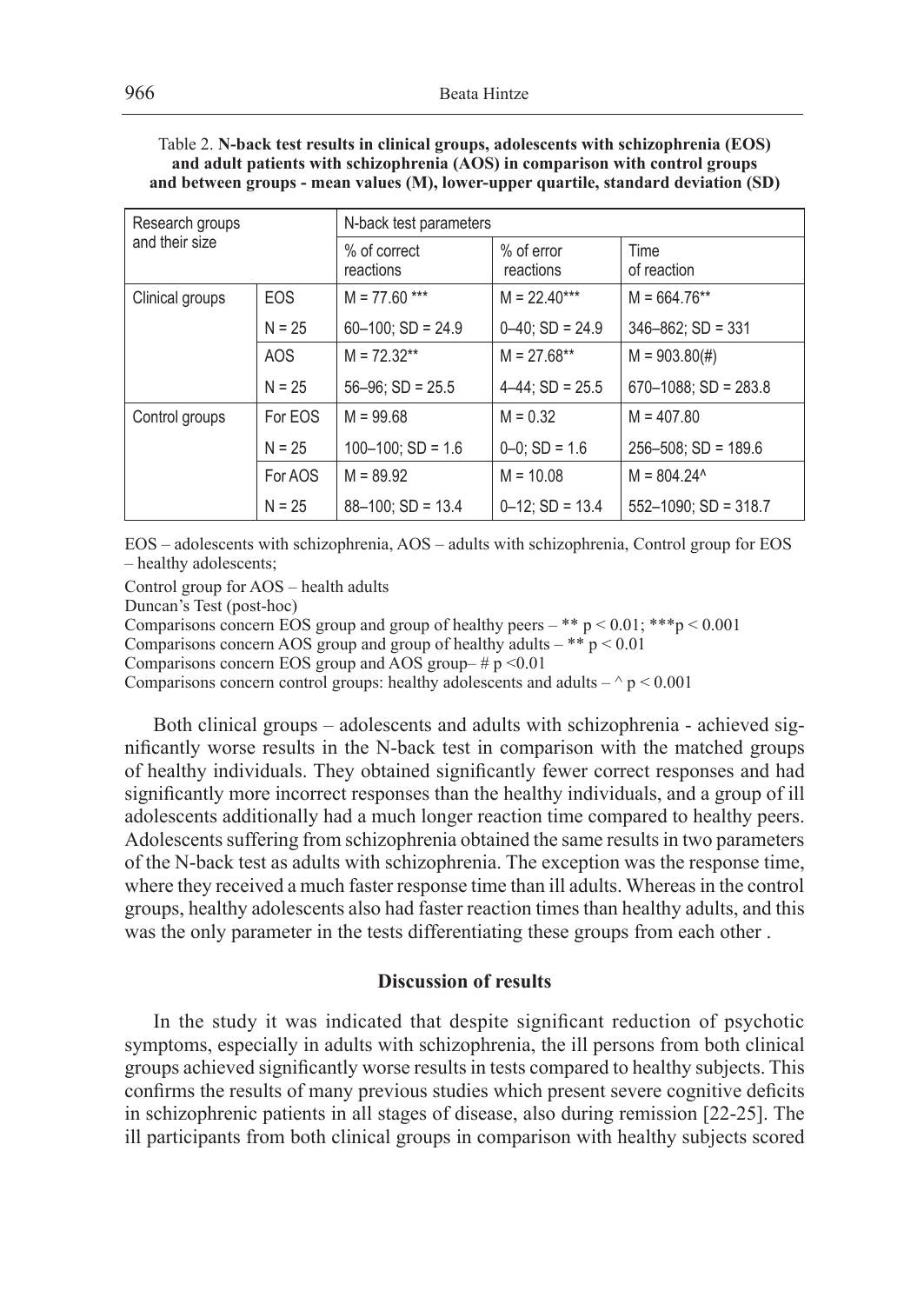Table 2. **N-back test results in clinical groups, adolescents with schizophrenia (EOS) and adult patients with schizophrenia (AOS) in comparison with control groups and between groups - mean values (M), lower-upper quartile, standard deviation (SD)**

| Research groups and their size | | N-back test parameters | | |
|---|---|---|---|---|
| | | % of correct reactions | % of error reactions | Time of reaction |
| Clinical groups | EOS | M = 77.60 *** | M = 22.40*** | M = 664.76** |
| | N = 25 | 60–100; SD = 24.9 | 0–40; SD = 24.9 | 346–862; SD = 331 |
| | AOS | M = 72.32** | M = 27.68** | M = 903.80(#) |
| | N = 25 | 56–96; SD = 25.5 | 4–44; SD = 25.5 | 670–1088; SD = 283.8 |
| Control groups | For EOS | M = 99.68 | M = 0.32 | M = 407.80 |
| | N = 25 | 100–100; SD = 1.6 | 0–0; SD = 1.6 | 256–508; SD = 189.6 |
| | For AOS | M = 89.92 | M = 10.08 | M = 804.24^ |
| | N = 25 | 88–100; SD = 13.4 | 0–12; SD = 13.4 | 552–1090; SD = 318.7 |

EOS – adolescents with schizophrenia, AOS – adults with schizophrenia, Control group for EOS – healthy adolescents;

Control group for AOS – health adults

Duncan's Test (post-hoc)

Comparisons concern EOS group and group of healthy peers – ** $p < 0.01$; *** $p < 0.001$

Comparisons concern AOS group and group of healthy adults – ** $p < 0.01$

Comparisons concern EOS group and AOS group– # $p < 0.01$

Comparisons concern control groups: healthy adolescents and adults – ^ $p < 0.001$

Both clinical groups – adolescents and adults with schizophrenia - achieved significantly worse results in the N-back test in comparison with the matched groups of healthy individuals. They obtained significantly fewer correct responses and had significantly more incorrect responses than the healthy individuals, and a group of ill adolescents additionally had a much longer reaction time compared to healthy peers. Adolescents suffering from schizophrenia obtained the same results in two parameters of the N-back test as adults with schizophrenia. The exception was the response time, where they received a much faster response time than ill adults. Whereas in the control groups, healthy adolescents also had faster reaction times than healthy adults, and this was the only parameter in the tests differentiating these groups from each other .

## Discussion of results

In the study it was indicated that despite significant reduction of psychotic symptoms, especially in adults with schizophrenia, the ill persons from both clinical groups achieved significantly worse results in tests compared to healthy subjects. This confirms the results of many previous studies which present severe cognitive deficits in schizophrenic patients in all stages of disease, also during remission [22-25]. The ill participants from both clinical groups in comparison with healthy subjects scored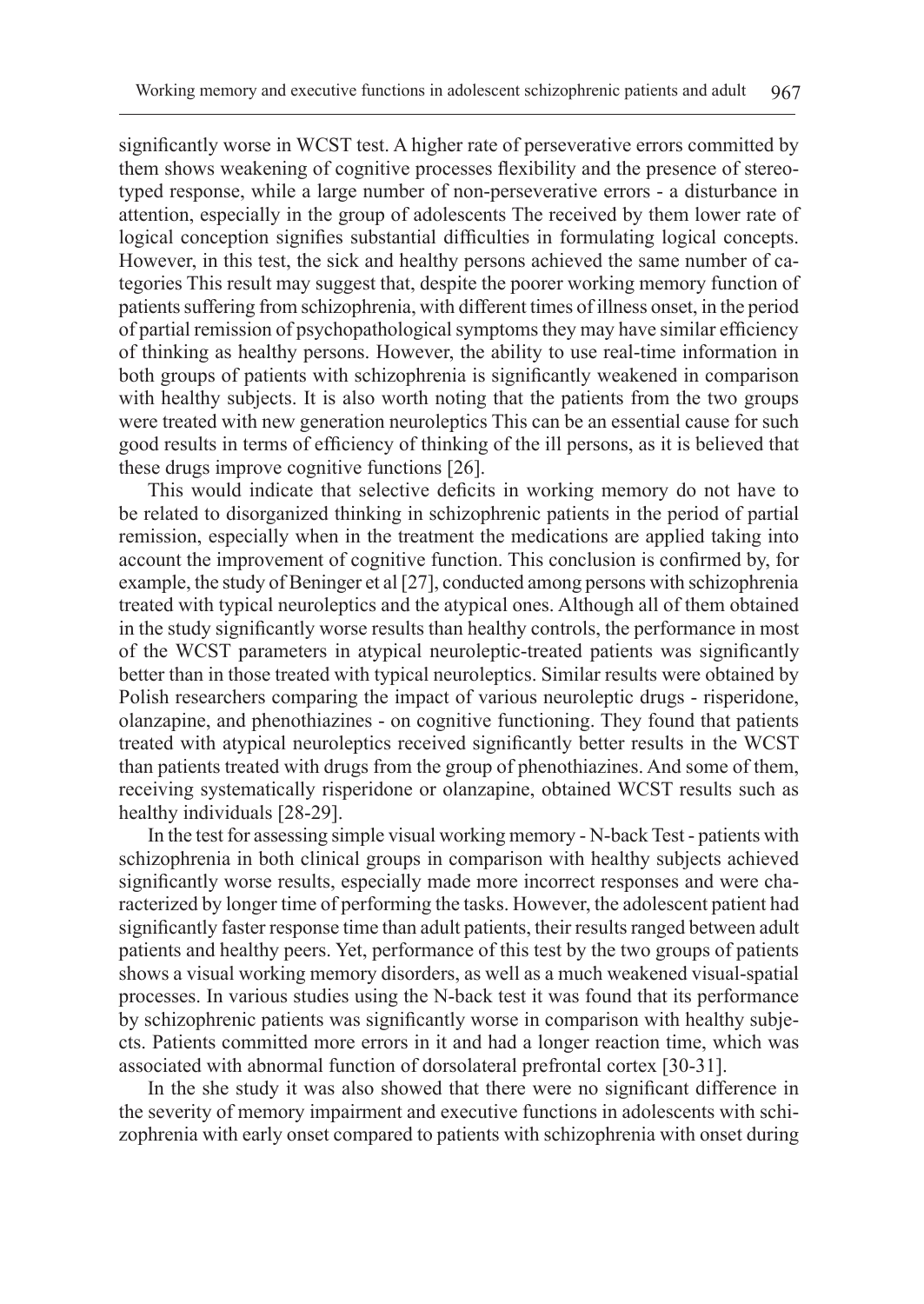significantly worse in WCST test. A higher rate of perseverative errors committed by them shows weakening of cognitive processes flexibility and the presence of stereotyped response, while a large number of non-perseverative errors - a disturbance in attention, especially in the group of adolescents The received by them lower rate of logical conception signifies substantial difficulties in formulating logical concepts. However, in this test, the sick and healthy persons achieved the same number of categories This result may suggest that, despite the poorer working memory function of patients suffering from schizophrenia, with different times of illness onset, in the period of partial remission of psychopathological symptoms they may have similar efficiency of thinking as healthy persons. However, the ability to use real-time information in both groups of patients with schizophrenia is significantly weakened in comparison with healthy subjects. It is also worth noting that the patients from the two groups were treated with new generation neuroleptics This can be an essential cause for such good results in terms of efficiency of thinking of the ill persons, as it is believed that these drugs improve cognitive functions [26].

This would indicate that selective deficits in working memory do not have to be related to disorganized thinking in schizophrenic patients in the period of partial remission, especially when in the treatment the medications are applied taking into account the improvement of cognitive function. This conclusion is confirmed by, for example, the study of Beninger et al [27], conducted among persons with schizophrenia treated with typical neuroleptics and the atypical ones. Although all of them obtained in the study significantly worse results than healthy controls, the performance in most of the WCST parameters in atypical neuroleptic-treated patients was significantly better than in those treated with typical neuroleptics. Similar results were obtained by Polish researchers comparing the impact of various neuroleptic drugs - risperidone, olanzapine, and phenothiazines - on cognitive functioning. They found that patients treated with atypical neuroleptics received significantly better results in the WCST than patients treated with drugs from the group of phenothiazines. And some of them, receiving systematically risperidone or olanzapine, obtained WCST results such as healthy individuals [28-29].

In the test for assessing simple visual working memory - N-back Test - patients with schizophrenia in both clinical groups in comparison with healthy subjects achieved significantly worse results, especially made more incorrect responses and were characterized by longer time of performing the tasks. However, the adolescent patient had significantly faster response time than adult patients, their results ranged between adult patients and healthy peers. Yet, performance of this test by the two groups of patients shows a visual working memory disorders, as well as a much weakened visual-spatial processes. In various studies using the N-back test it was found that its performance by schizophrenic patients was significantly worse in comparison with healthy subjects. Patients committed more errors in it and had a longer reaction time, which was associated with abnormal function of dorsolateral prefrontal cortex [30-31].

In the she study it was also showed that there were no significant difference in the severity of memory impairment and executive functions in adolescents with schizophrenia with early onset compared to patients with schizophrenia with onset during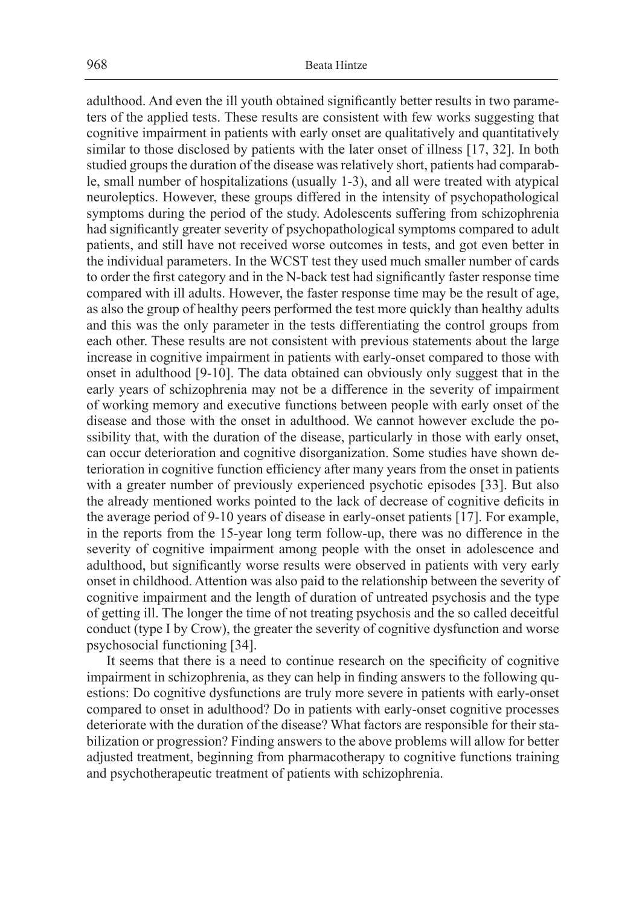adulthood. And even the ill youth obtained significantly better results in two parameters of the applied tests. These results are consistent with few works suggesting that cognitive impairment in patients with early onset are qualitatively and quantitatively similar to those disclosed by patients with the later onset of illness [17, 32]. In both studied groups the duration of the disease was relatively short, patients had comparable, small number of hospitalizations (usually 1-3), and all were treated with atypical neuroleptics. However, these groups differed in the intensity of psychopathological symptoms during the period of the study. Adolescents suffering from schizophrenia had significantly greater severity of psychopathological symptoms compared to adult patients, and still have not received worse outcomes in tests, and got even better in the individual parameters. In the WCST test they used much smaller number of cards to order the first category and in the N-back test had significantly faster response time compared with ill adults. However, the faster response time may be the result of age, as also the group of healthy peers performed the test more quickly than healthy adults and this was the only parameter in the tests differentiating the control groups from each other. These results are not consistent with previous statements about the large increase in cognitive impairment in patients with early-onset compared to those with onset in adulthood [9-10]. The data obtained can obviously only suggest that in the early years of schizophrenia may not be a difference in the severity of impairment of working memory and executive functions between people with early onset of the disease and those with the onset in adulthood. We cannot however exclude the possibility that, with the duration of the disease, particularly in those with early onset, can occur deterioration and cognitive disorganization. Some studies have shown deterioration in cognitive function efficiency after many years from the onset in patients with a greater number of previously experienced psychotic episodes [33]. But also the already mentioned works pointed to the lack of decrease of cognitive deficits in the average period of 9-10 years of disease in early-onset patients [17]. For example, in the reports from the 15-year long term follow-up, there was no difference in the severity of cognitive impairment among people with the onset in adolescence and adulthood, but significantly worse results were observed in patients with very early onset in childhood. Attention was also paid to the relationship between the severity of cognitive impairment and the length of duration of untreated psychosis and the type of getting ill. The longer the time of not treating psychosis and the so called deceitful conduct (type I by Crow), the greater the severity of cognitive dysfunction and worse psychosocial functioning [34].

It seems that there is a need to continue research on the specificity of cognitive impairment in schizophrenia, as they can help in finding answers to the following questions: Do cognitive dysfunctions are truly more severe in patients with early-onset compared to onset in adulthood? Do in patients with early-onset cognitive processes deteriorate with the duration of the disease? What factors are responsible for their stabilization or progression? Finding answers to the above problems will allow for better adjusted treatment, beginning from pharmacotherapy to cognitive functions training and psychotherapeutic treatment of patients with schizophrenia.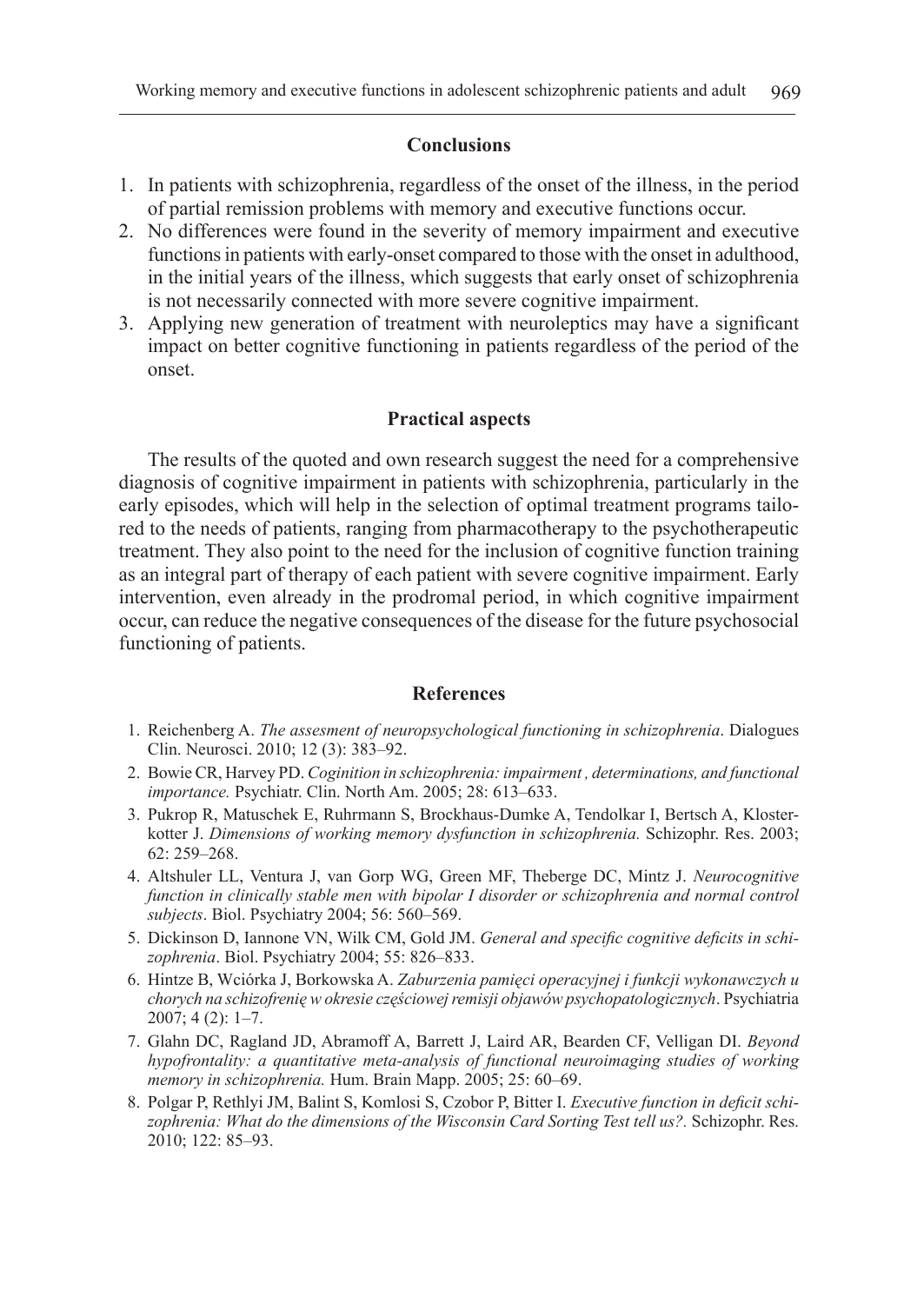## Conclusions

1. In patients with schizophrenia, regardless of the onset of the illness, in the period of partial remission problems with memory and executive functions occur.
2. No differences were found in the severity of memory impairment and executive functions in patients with early-onset compared to those with the onset in adulthood, in the initial years of the illness, which suggests that early onset of schizophrenia is not necessarily connected with more severe cognitive impairment.
3. Applying new generation of treatment with neuroleptics may have a significant impact on better cognitive functioning in patients regardless of the period of the onset.

## Practical aspects

The results of the quoted and own research suggest the need for a comprehensive diagnosis of cognitive impairment in patients with schizophrenia, particularly in the early episodes, which will help in the selection of optimal treatment programs tailored to the needs of patients, ranging from pharmacotherapy to the psychotherapeutic treatment. They also point to the need for the inclusion of cognitive function training as an integral part of therapy of each patient with severe cognitive impairment. Early intervention, even already in the prodromal period, in which cognitive impairment occur, can reduce the negative consequences of the disease for the future psychosocial functioning of patients.

## References

1. Reichenberg A. *The assesment of neuropsychological functioning in schizophrenia*. Dialogues Clin. Neurosci. 2010; 12 (3): 383–92.
2. Bowie CR, Harvey PD. *Coginition in schizophrenia: impairment , determinations, and functional importance.* Psychiatr. Clin. North Am. 2005; 28: 613–633.
3. Pukrop R, Matuschek E, Ruhrmann S, Brockhaus-Dumke A, Tendolkar I, Bertsch A, Klosterkotter J. *Dimensions of working memory dysfunction in schizophrenia.* Schizophr. Res. 2003; 62: 259–268.
4. Altshuler LL, Ventura J, van Gorp WG, Green MF, Theberge DC, Mintz J. *Neurocognitive function in clinically stable men with bipolar I disorder or schizophrenia and normal control subjects*. Biol. Psychiatry 2004; 56: 560–569.
5. Dickinson D, Iannone VN, Wilk CM, Gold JM. *General and specific cognitive deficits in schizophrenia*. Biol. Psychiatry 2004; 55: 826–833.
6. Hintze B, Wciórka J, Borkowska A. *Zaburzenia pamięci operacyjnej i funkcji wykonawczych u chorych na schizofrenię w okresie częściowej remisji objawów psychopatologicznych*. Psychiatria 2007; 4 (2): 1–7.
7. Glahn DC, Ragland JD, Abramoff A, Barrett J, Laird AR, Bearden CF, Velligan DI. *Beyond hypofrontality: a quantitative meta-analysis of functional neuroimaging studies of working memory in schizophrenia.* Hum. Brain Mapp. 2005; 25: 60–69.
8. Polgar P, Rethlyi JM, Balint S, Komlosi S, Czobor P, Bitter I. *Executive function in deficit schizophrenia: What do the dimensions of the Wisconsin Card Sorting Test tell us?.* Schizophr. Res. 2010; 122: 85–93.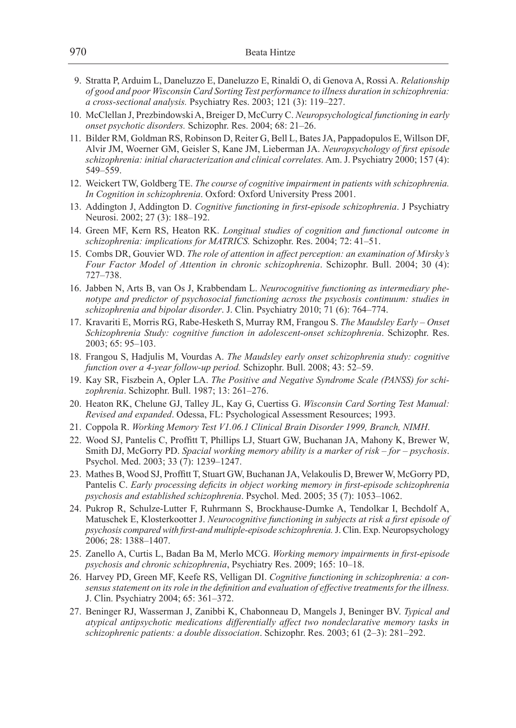9. Stratta P, Arduim L, Daneluzzo E, Daneluzzo E, Rinaldi O, di Genova A, Rossi A. *Relationship of good and poor Wisconsin Card Sorting Test performance to illness duration in schizophrenia: a cross-sectional analysis.* Psychiatry Res. 2003; 121 (3): 119–227.
10. McClellan J, Prezbindowski A, Breiger D, McCurry C. *Neuropsychological functioning in early onset psychotic disorders.* Schizophr. Res. 2004; 68: 21–26.
11. Bilder RM, Goldman RS, Robinson D, Reiter G, Bell L, Bates JA, Pappadopulos E, Willson DF, Alvir JM, Woerner GM, Geisler S, Kane JM, Lieberman JA. *Neuropsychology of first episode schizophrenia: initial characterization and clinical correlates.* Am. J. Psychiatry 2000; 157 (4): 549–559.
12. Weickert TW, Goldberg TE. *The course of cognitive impairment in patients with schizophrenia. In Cognition in schizophrenia*. Oxford: Oxford University Press 2001.
13. Addington J, Addington D. *Cognitive functioning in first-episode schizophrenia*. J Psychiatry Neurosi. 2002; 27 (3): 188–192.
14. Green MF, Kern RS, Heaton RK. *Longitual studies of cognition and functional outcome in schizophrenia: implications for MATRICS.* Schizophr. Res. 2004; 72: 41–51.
15. Combs DR, Gouvier WD. *The role of attention in affect perception: an examination of Mirsky's Four Factor Model of Attention in chronic schizophrenia*. Schizophr. Bull. 2004; 30 (4): 727–738.
16. Jabben N, Arts B, van Os J, Krabbendam L. *Neurocognitive functioning as intermediary phenotype and predictor of psychosocial functioning across the psychosis continuum: studies in schizophrenia and bipolar disorder*. J. Clin. Psychiatry 2010; 71 (6): 764–774.
17. Kravariti E, Morris RG, Rabe-Hesketh S, Murray RM, Frangou S. *The Maudsley Early – Onset Schizophrenia Study: cognitive function in adolescent-onset schizophrenia*. Schizophr. Res. 2003; 65: 95–103.
18. Frangou S, Hadjulis M, Vourdas A. *The Maudsley early onset schizophrenia study: cognitive function over a 4-year follow-up period.* Schizophr. Bull. 2008; 43: 52–59.
19. Kay SR, Fiszbein A, Opler LA. *The Positive and Negative Syndrome Scale (PANSS) for schizophrenia*. Schizophr. Bull. 1987; 13: 261–276.
20. Heaton RK, Chelune GJ, Talley JL, Kay G, Cuertiss G. *Wisconsin Card Sorting Test Manual: Revised and expanded*. Odessa, FL: Psychological Assessment Resources; 1993.
21. Coppola R. *Working Memory Test V1.06.1 Clinical Brain Disorder 1999, Branch, NIMH*.
22. Wood SJ, Pantelis C, Proffitt T, Phillips LJ, Stuart GW, Buchanan JA, Mahony K, Brewer W, Smith DJ, McGorry PD. *Spacial working memory ability is a marker of risk – for – psychosis*. Psychol. Med. 2003; 33 (7): 1239–1247.
23. Mathes B, Wood SJ, Proffitt T, Stuart GW, Buchanan JA, Velakoulis D, Brewer W, McGorry PD, Pantelis C. *Early processing deficits in object working memory in first-episode schizophrenia psychosis and established schizophrenia*. Psychol. Med. 2005; 35 (7): 1053–1062.
24. Pukrop R, Schulze-Lutter F, Ruhrmann S, Brockhause-Dumke A, Tendolkar I, Bechdolf A, Matuschek E, Klosterkootter J. *Neurocognitive functioning in subjects at risk a first episode of psychosis compared with first-and multiple-episode schizophrenia.* J. Clin. Exp. Neuropsychology 2006; 28: 1388–1407.
25. Zanello A, Curtis L, Badan Ba M, Merlo MCG. *Working memory impairments in first-episode psychosis and chronic schizophrenia*, Psychiatry Res. 2009; 165: 10–18.
26. Harvey PD, Green MF, Keefe RS, Velligan DI. *Cognitive functioning in schizophrenia: a consensus statement on its role in the definition and evaluation of effective treatments for the illness.* J. Clin. Psychiatry 2004; 65: 361–372.
27. Beninger RJ, Wasserman J, Zanibbi K, Chabonneau D, Mangels J, Beninger BV. *Typical and atypical antipsychotic medications differentially affect two nondeclarative memory tasks in schizophrenic patients: a double dissociation*. Schizophr. Res. 2003; 61 (2–3): 281–292.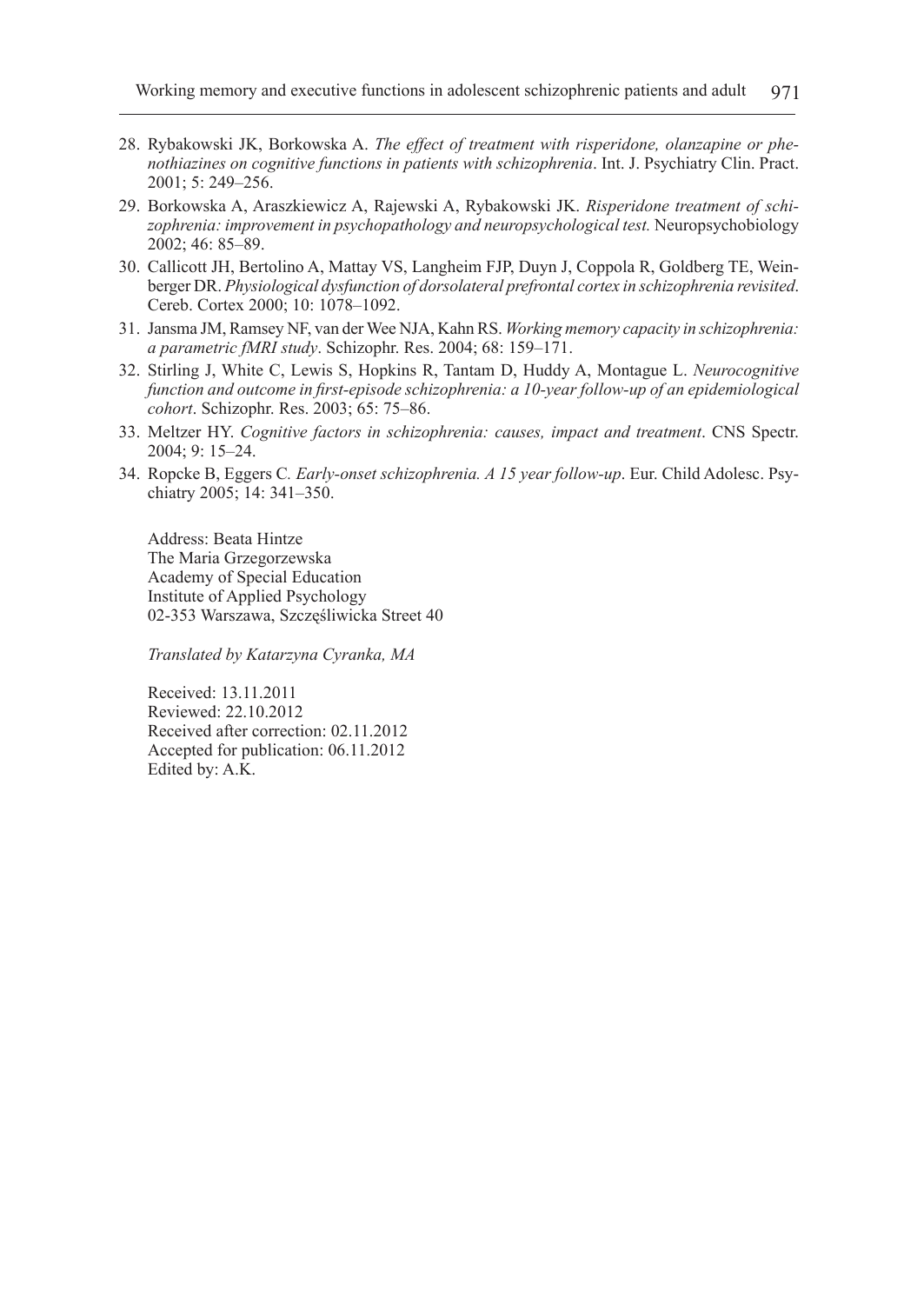28. Rybakowski JK, Borkowska A. *The effect of treatment with risperidone, olanzapine or phenothiazines on cognitive functions in patients with schizophrenia*. Int. J. Psychiatry Clin. Pract. 2001; 5: 249–256.
29. Borkowska A, Araszkiewicz A, Rajewski A, Rybakowski JK. *Risperidone treatment of schizophrenia: improvement in psychopathology and neuropsychological test.* Neuropsychobiology 2002; 46: 85–89.
30. Callicott JH, Bertolino A, Mattay VS, Langheim FJP, Duyn J, Coppola R, Goldberg TE, Weinberger DR. *Physiological dysfunction of dorsolateral prefrontal cortex in schizophrenia revisited.* Cereb. Cortex 2000; 10: 1078–1092.
31. Jansma JM, Ramsey NF, van der Wee NJA, Kahn RS. *Working memory capacity in schizophrenia: a parametric fMRI study*. Schizophr. Res. 2004; 68: 159–171.
32. Stirling J, White C, Lewis S, Hopkins R, Tantam D, Huddy A, Montague L. *Neurocognitive function and outcome in first-episode schizophrenia: a 10-year follow-up of an epidemiological cohort*. Schizophr. Res. 2003; 65: 75–86.
33. Meltzer HY. *Cognitive factors in schizophrenia: causes, impact and treatment*. CNS Spectr. 2004; 9: 15–24.
34. Ropcke B, Eggers C. *Early-onset schizophrenia. A 15 year follow-up*. Eur. Child Adolesc. Psychiatry 2005; 14: 341–350.

Address: Beata Hintze
The Maria Grzegorzewska
Academy of Special Education
Institute of Applied Psychology
02-353 Warszawa, Szczęśliwicka Street 40

*Translated by Katarzyna Cyranka, MA*

Received: 13.11.2011
Reviewed: 22.10.2012
Received after correction: 02.11.2012
Accepted for publication: 06.11.2012
Edited by: A.K.